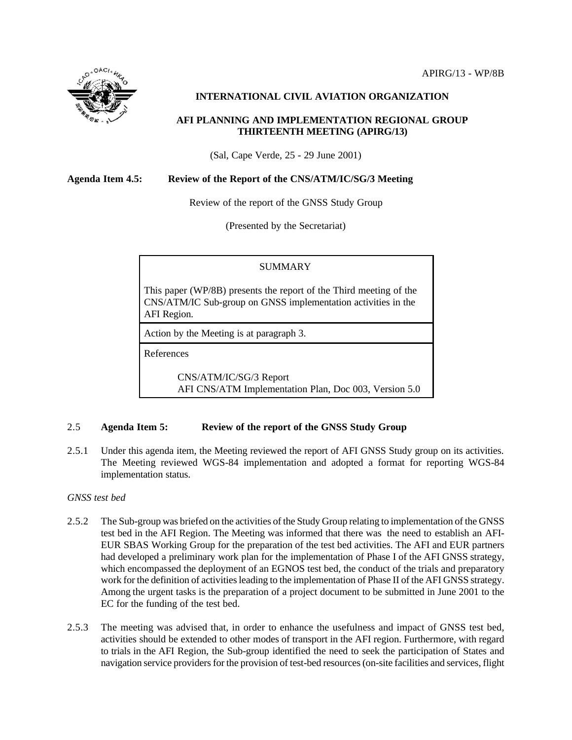APIRG/13 - WP/8B

**INTERNATIONAL CIVIL AVIATION ORGANIZATION**

**AFI PLANNING AND IMPLEMENTATION REGIONAL GROUP THIRTEENTH MEETING (APIRG/13)**

(Sal, Cape Verde, 25 - 29 June 2001)

**Agenda Item 4.5: Review of the Report of the CNS/ATM/IC/SG/3 Meeting**

Review of the report of the GNSS Study Group

(Presented by the Secretariat)

| SUMMARY |
| --- |
| This paper (WP/8B) presents the report of the Third meeting of the CNS/ATM/IC Sub-group on GNSS implementation activities in the AFI Region. |
| Action by the Meeting is at paragraph 3. |
| References<br><br>CNS/ATM/IC/SG/3 Report<br>AFI CNS/ATM Implementation Plan, Doc 003, Version 5.0 |

2.5 **Agenda Item 5: Review of the report of the GNSS Study Group**

2.5.1 Under this agenda item, the Meeting reviewed the report of AFI GNSS Study group on its activities. The Meeting reviewed WGS-84 implementation and adopted a format for reporting WGS-84 implementation status.

*GNSS test bed*

2.5.2 The Sub-group was briefed on the activities of the Study Group relating to implementation of the GNSS test bed in the AFI Region. The Meeting was informed that there was the need to establish an AFI-EUR SBAS Working Group for the preparation of the test bed activities. The AFI and EUR partners had developed a preliminary work plan for the implementation of Phase I of the AFI GNSS strategy, which encompassed the deployment of an EGNOS test bed, the conduct of the trials and preparatory work for the definition of activities leading to the implementation of Phase II of the AFI GNSS strategy. Among the urgent tasks is the preparation of a project document to be submitted in June 2001 to the EC for the funding of the test bed.

2.5.3 The meeting was advised that, in order to enhance the usefulness and impact of GNSS test bed, activities should be extended to other modes of transport in the AFI region. Furthermore, with regard to trials in the AFI Region, the Sub-group identified the need to seek the participation of States and navigation service providers for the provision of test-bed resources (on-site facilities and services, flight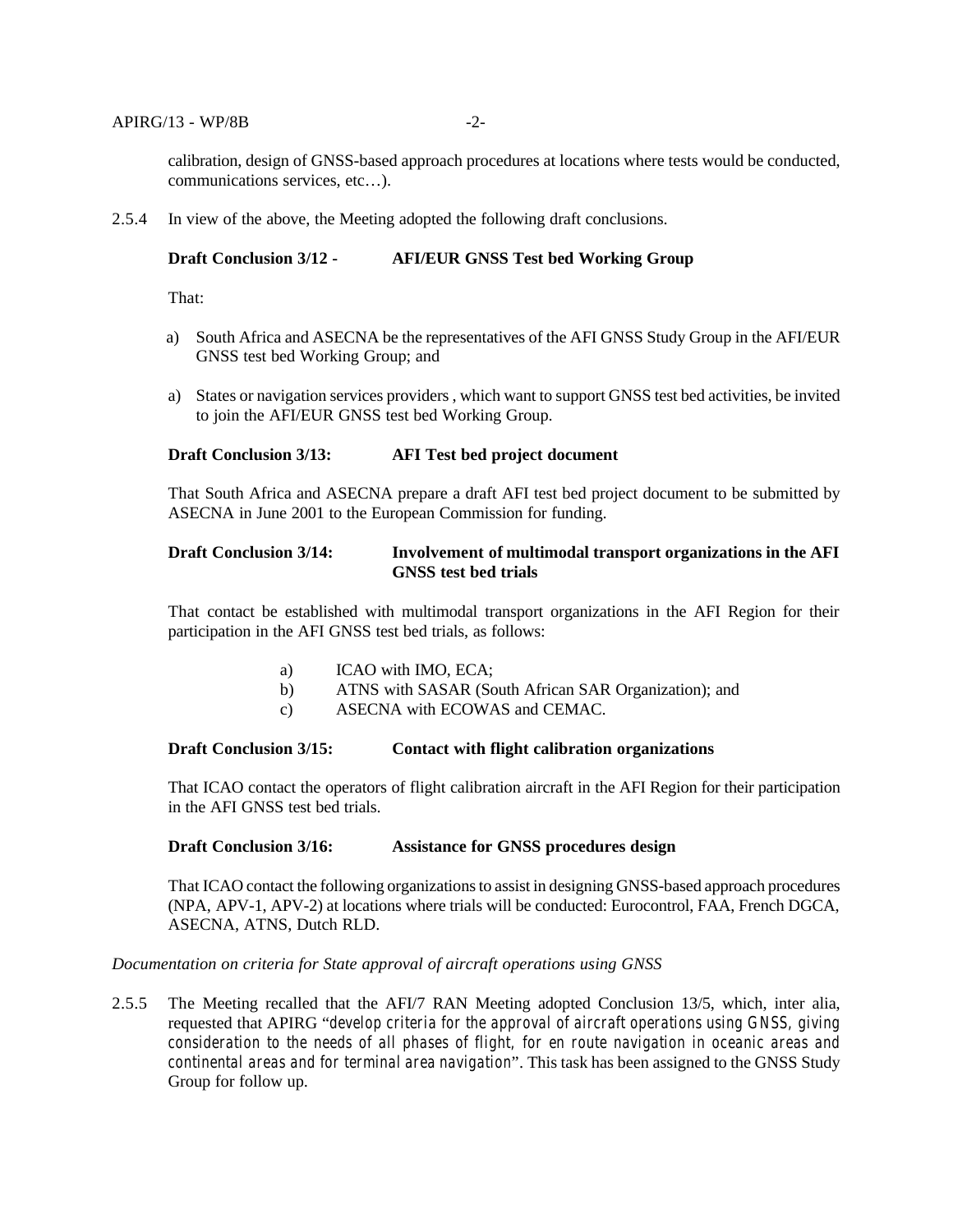calibration, design of GNSS-based approach procedures at locations where tests would be conducted, communications services, etc…).

2.5.4 In view of the above, the Meeting adopted the following draft conclusions.

**Draft Conclusion 3/12 - AFI/EUR GNSS Test bed Working Group**

That:

a) South Africa and ASECNA be the representatives of the AFI GNSS Study Group in the AFI/EUR GNSS test bed Working Group; and

a) States or navigation services providers , which want to support GNSS test bed activities, be invited to join the AFI/EUR GNSS test bed Working Group.

**Draft Conclusion 3/13: AFI Test bed project document**

That South Africa and ASECNA prepare a draft AFI test bed project document to be submitted by ASECNA in June 2001 to the European Commission for funding.

**Draft Conclusion 3/14: Involvement of multimodal transport organizations in the AFI GNSS test bed trials**

That contact be established with multimodal transport organizations in the AFI Region for their participation in the AFI GNSS test bed trials, as follows:

a) ICAO with IMO, ECA;
b) ATNS with SASAR (South African SAR Organization); and
c) ASECNA with ECOWAS and CEMAC.

**Draft Conclusion 3/15: Contact with flight calibration organizations**

That ICAO contact the operators of flight calibration aircraft in the AFI Region for their participation in the AFI GNSS test bed trials.

**Draft Conclusion 3/16: Assistance for GNSS procedures design**

That ICAO contact the following organizations to assist in designing GNSS-based approach procedures (NPA, APV-1, APV-2) at locations where trials will be conducted: Eurocontrol, FAA, French DGCA, ASECNA, ATNS, Dutch RLD.

*Documentation on criteria for State approval of aircraft operations using GNSS*

2.5.5 The Meeting recalled that the AFI/7 RAN Meeting adopted Conclusion 13/5, which, inter alia, requested that APIRG "*develop criteria for the approval of aircraft operations using GNSS, giving consideration to the needs of all phases of flight, for en route navigation in oceanic areas and continental areas and for terminal area navigation*". This task has been assigned to the GNSS Study Group for follow up.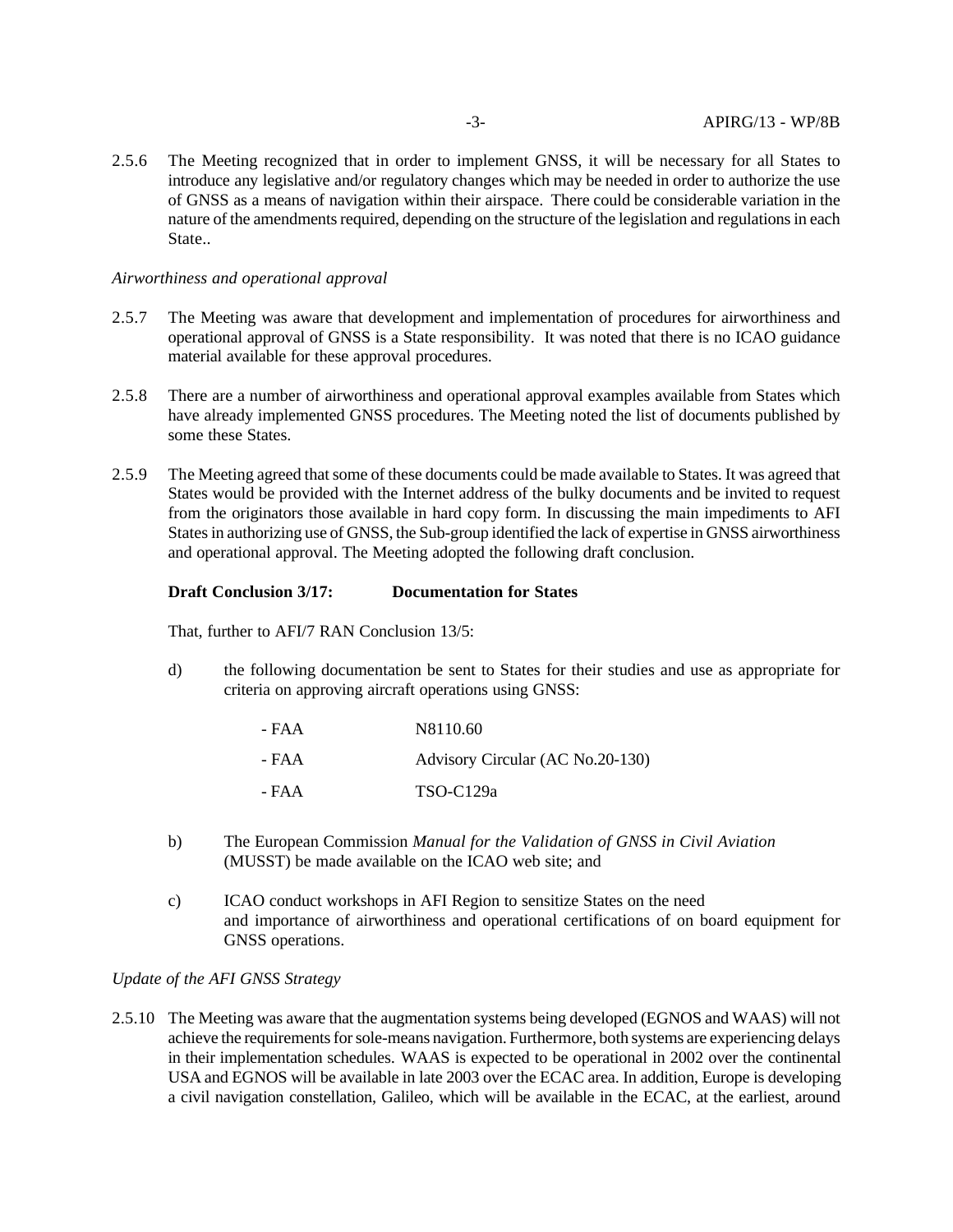2.5.6 The Meeting recognized that in order to implement GNSS, it will be necessary for all States to introduce any legislative and/or regulatory changes which may be needed in order to authorize the use of GNSS as a means of navigation within their airspace. There could be considerable variation in the nature of the amendments required, depending on the structure of the legislation and regulations in each State..

*Airworthiness and operational approval*

2.5.7 The Meeting was aware that development and implementation of procedures for airworthiness and operational approval of GNSS is a State responsibility. It was noted that there is no ICAO guidance material available for these approval procedures.

2.5.8 There are a number of airworthiness and operational approval examples available from States which have already implemented GNSS procedures. The Meeting noted the list of documents published by some these States.

2.5.9 The Meeting agreed that some of these documents could be made available to States. It was agreed that States would be provided with the Internet address of the bulky documents and be invited to request from the originators those available in hard copy form. In discussing the main impediments to AFI States in authorizing use of GNSS, the Sub-group identified the lack of expertise in GNSS airworthiness and operational approval. The Meeting adopted the following draft conclusion.

**Draft Conclusion 3/17: Documentation for States**

That, further to AFI/7 RAN Conclusion 13/5:

d) the following documentation be sent to States for their studies and use as appropriate for criteria on approving aircraft operations using GNSS:

- FAA N8110.60
- FAA Advisory Circular (AC No.20-130)
- FAA TSO-C129a

b) The European Commission *Manual for the Validation of GNSS in Civil Aviation* (MUSST) be made available on the ICAO web site; and

c) ICAO conduct workshops in AFI Region to sensitize States on the need and importance of airworthiness and operational certifications of on board equipment for GNSS operations.

*Update of the AFI GNSS Strategy*

2.5.10 The Meeting was aware that the augmentation systems being developed (EGNOS and WAAS) will not achieve the requirements for sole-means navigation. Furthermore, both systems are experiencing delays in their implementation schedules. WAAS is expected to be operational in 2002 over the continental USA and EGNOS will be available in late 2003 over the ECAC area. In addition, Europe is developing a civil navigation constellation, Galileo, which will be available in the ECAC, at the earliest, around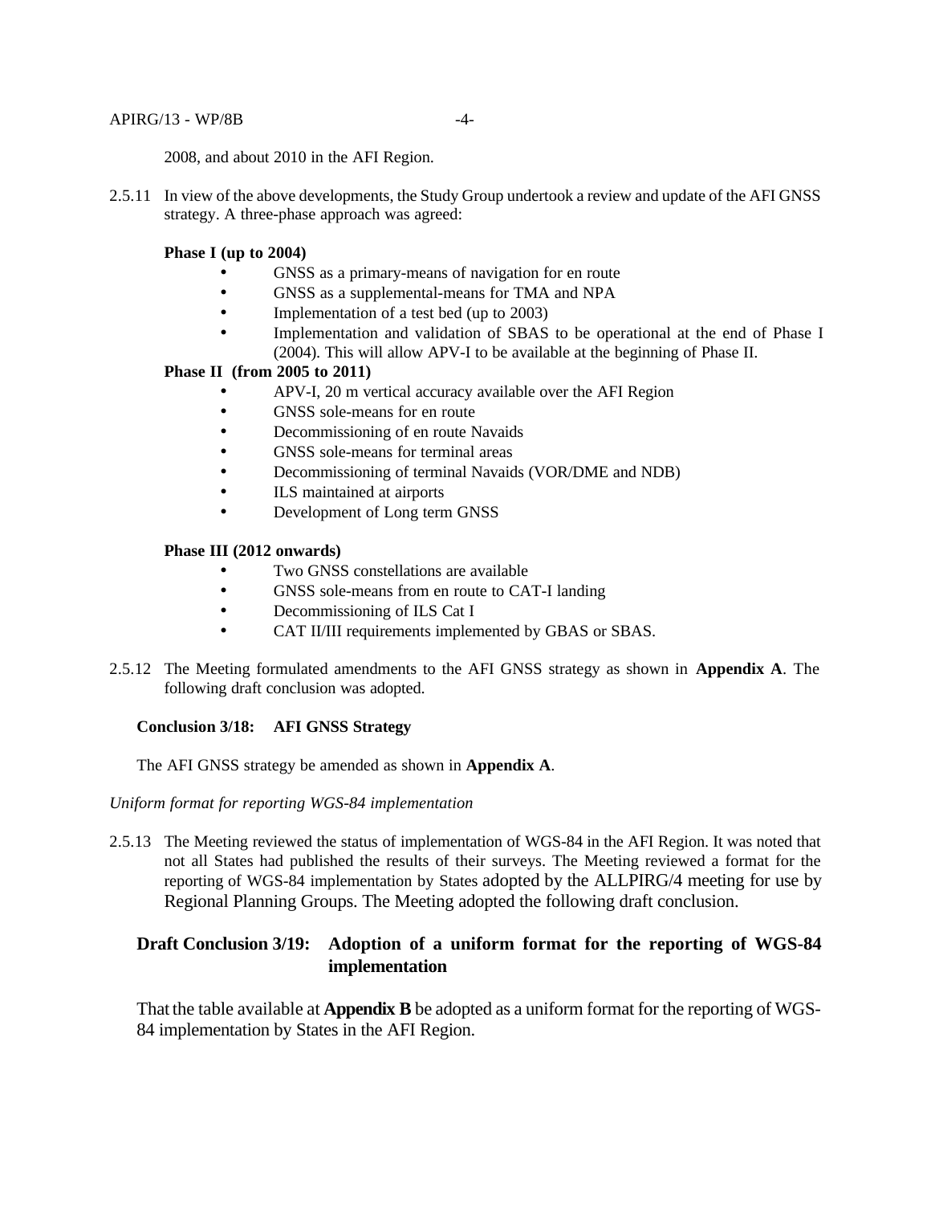2008, and about 2010 in the AFI Region.

2.5.11 In view of the above developments, the Study Group undertook a review and update of the AFI GNSS strategy. A three-phase approach was agreed:

**Phase I (up to 2004)**

- GNSS as a primary-means of navigation for en route
- GNSS as a supplemental-means for TMA and NPA
- Implementation of a test bed (up to 2003)
- Implementation and validation of SBAS to be operational at the end of Phase I (2004). This will allow APV-I to be available at the beginning of Phase II.

**Phase II (from 2005 to 2011)**

- APV-I, 20 m vertical accuracy available over the AFI Region
- GNSS sole-means for en route
- Decommissioning of en route Navaids
- GNSS sole-means for terminal areas
- Decommissioning of terminal Navaids (VOR/DME and NDB)
- ILS maintained at airports
- Development of Long term GNSS

**Phase III (2012 onwards)**

- Two GNSS constellations are available
- GNSS sole-means from en route to CAT-I landing
- Decommissioning of ILS Cat I
- CAT II/III requirements implemented by GBAS or SBAS.

2.5.12 The Meeting formulated amendments to the AFI GNSS strategy as shown in **Appendix A**. The following draft conclusion was adopted.

**Conclusion 3/18: AFI GNSS Strategy**

The AFI GNSS strategy be amended as shown in **Appendix A**.

*Uniform format for reporting WGS-84 implementation*

2.5.13 The Meeting reviewed the status of implementation of WGS-84 in the AFI Region. It was noted that not all States had published the results of their surveys. The Meeting reviewed a format for the reporting of WGS-84 implementation by States adopted by the ALLPIRG/4 meeting for use by Regional Planning Groups. The Meeting adopted the following draft conclusion.

**Draft Conclusion 3/19: Adoption of a uniform format for the reporting of WGS-84 implementation**

That the table available at **Appendix B** be adopted as a uniform format for the reporting of WGS-84 implementation by States in the AFI Region.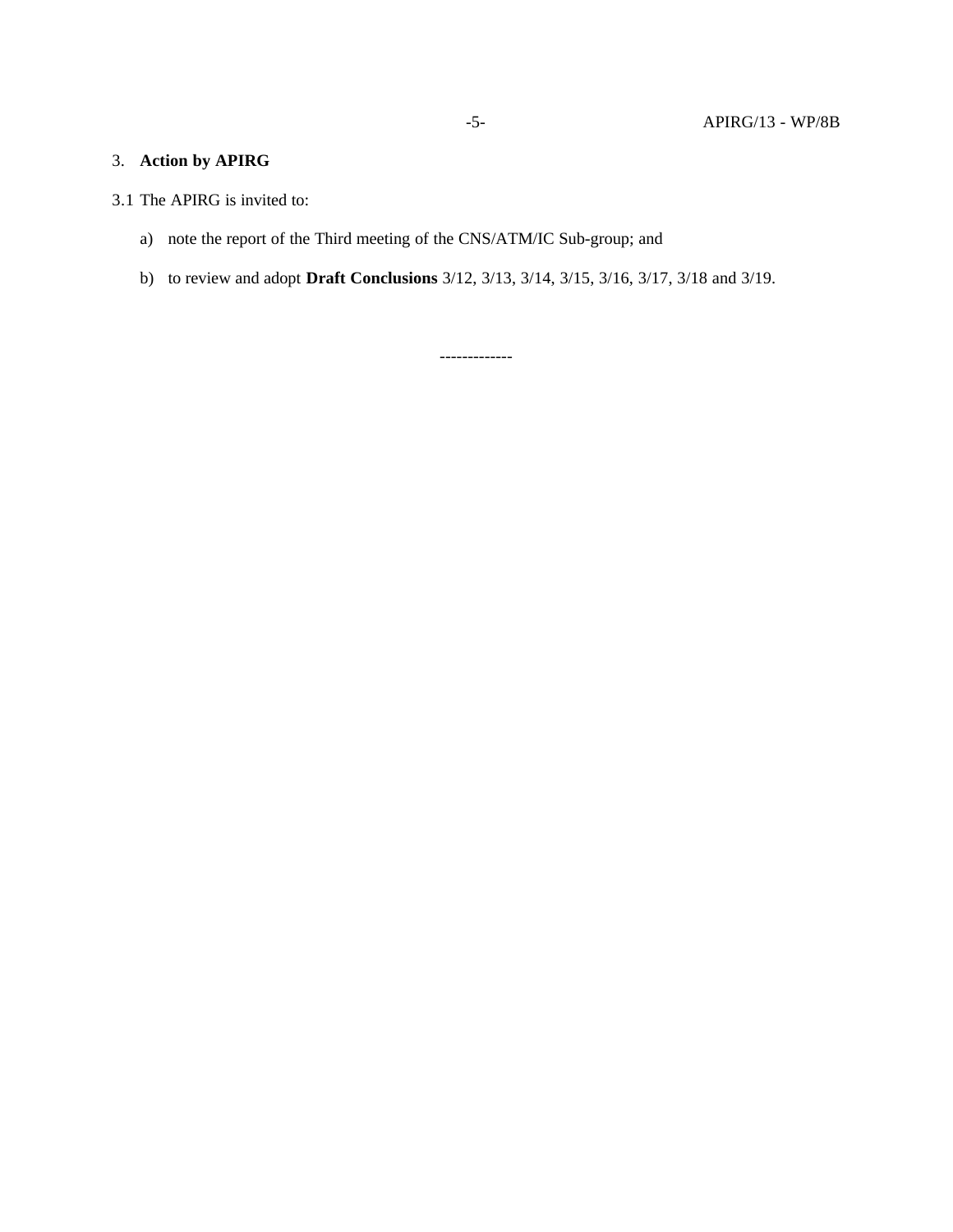## 3. **Action by APIRG**

3.1 The APIRG is invited to:

a) note the report of the Third meeting of the CNS/ATM/IC Sub-group; and

b) to review and adopt **Draft Conclusions** 3/12, 3/13, 3/14, 3/15, 3/16, 3/17, 3/18 and 3/19.

-------------